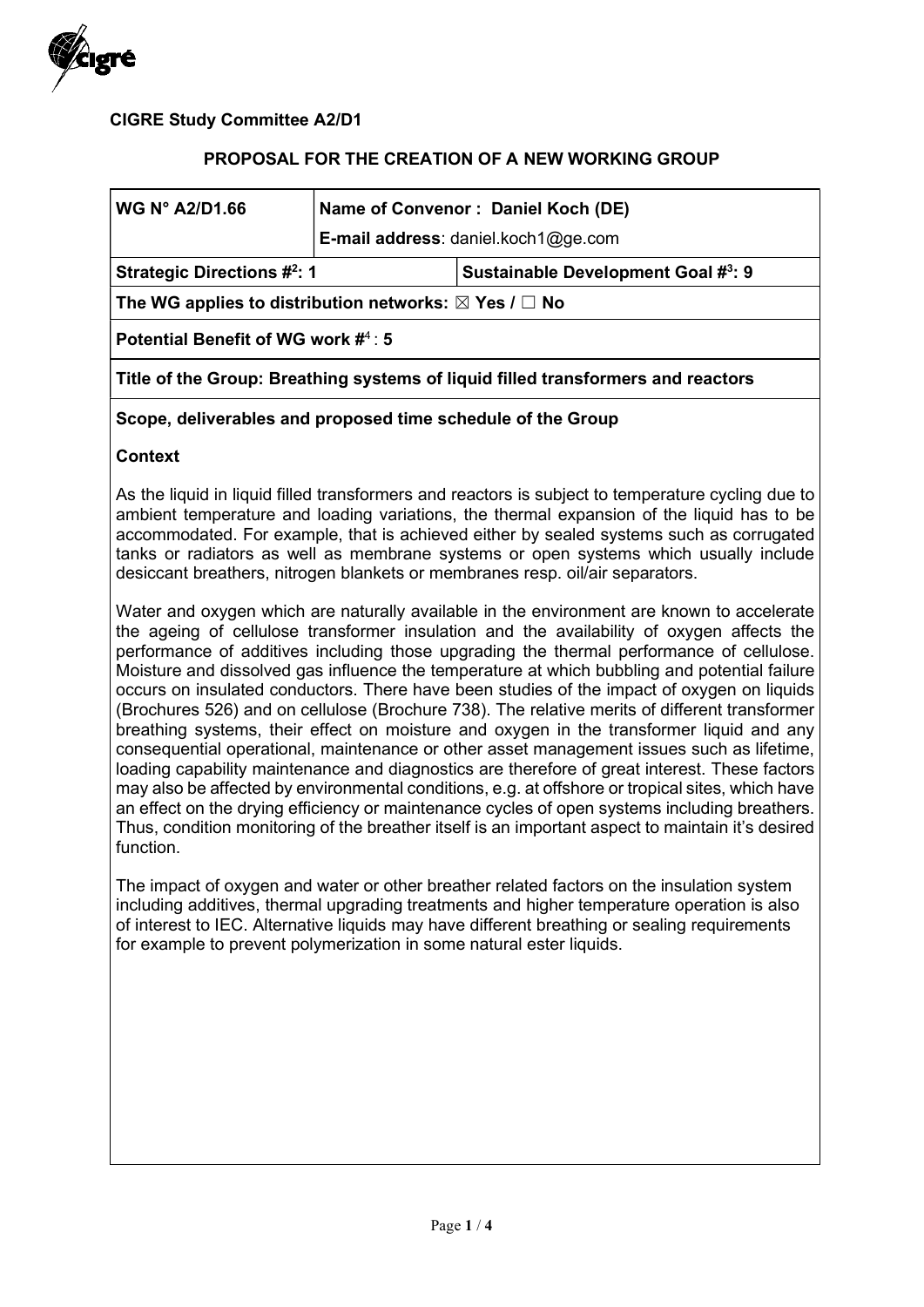**CIGRE Study Committee A2/D1**

**PROPOSAL FOR THE CREATION OF A NEW WORKING GROUP**

| **WG N° A2/D1.66** | **Name of Convenor : Daniel Koch (DE)** <br> **E-mail address**: daniel.koch1@ge.com | |
|---|---|---|
| **Strategic Directions #[2]: 1** | | **Sustainable Development Goal #[3]: 9** |
| **The WG applies to distribution networks: ☒ Yes / ☐ No** | | |
| **Potential Benefit of WG work #[4] : 5** | | |
| **Title of the Group: Breathing systems of liquid filled transformers and reactors** | | |

**Scope, deliverables and proposed time schedule of the Group**

**Context**

As the liquid in liquid filled transformers and reactors is subject to temperature cycling due to ambient temperature and loading variations, the thermal expansion of the liquid has to be accommodated. For example, that is achieved either by sealed systems such as corrugated tanks or radiators as well as membrane systems or open systems which usually include desiccant breathers, nitrogen blankets or membranes resp. oil/air separators.

Water and oxygen which are naturally available in the environment are known to accelerate the ageing of cellulose transformer insulation and the availability of oxygen affects the performance of additives including those upgrading the thermal performance of cellulose. Moisture and dissolved gas influence the temperature at which bubbling and potential failure occurs on insulated conductors. There have been studies of the impact of oxygen on liquids (Brochures 526) and on cellulose (Brochure 738). The relative merits of different transformer breathing systems, their effect on moisture and oxygen in the transformer liquid and any consequential operational, maintenance or other asset management issues such as lifetime, loading capability maintenance and diagnostics are therefore of great interest. These factors may also be affected by environmental conditions, e.g. at offshore or tropical sites, which have an effect on the drying efficiency or maintenance cycles of open systems including breathers. Thus, condition monitoring of the breather itself is an important aspect to maintain it's desired function.

The impact of oxygen and water or other breather related factors on the insulation system including additives, thermal upgrading treatments and higher temperature operation is also of interest to IEC. Alternative liquids may have different breathing or sealing requirements for example to prevent polymerization in some natural ester liquids.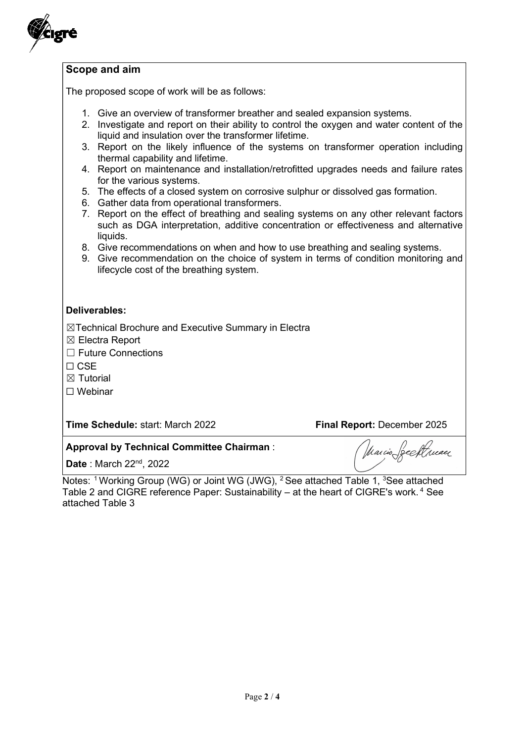## Scope and aim

The proposed scope of work will be as follows:

1. Give an overview of transformer breather and sealed expansion systems.
2. Investigate and report on their ability to control the oxygen and water content of the liquid and insulation over the transformer lifetime.
3. Report on the likely influence of the systems on transformer operation including thermal capability and lifetime.
4. Report on maintenance and installation/retrofitted upgrades needs and failure rates for the various systems.
5. The effects of a closed system on corrosive sulphur or dissolved gas formation.
6. Gather data from operational transformers.
7. Report on the effect of breathing and sealing systems on any other relevant factors such as DGA interpretation, additive concentration or effectiveness and alternative liquids.
8. Give recommendations on when and how to use breathing and sealing systems.
9. Give recommendation on the choice of system in terms of condition monitoring and lifecycle cost of the breathing system.

**Deliverables:**

☒Technical Brochure and Executive Summary in Electra

☒ Electra Report

☐ Future Connections

☐ CSE

☒ Tutorial

☐ Webinar

**Time Schedule:** start: March 2022 **Final Report:** December 2025

**Approval by Technical Committee Chairman** :

**Date** : March 22nd, 2022

Notes: [1] Working Group (WG) or Joint WG (JWG), [2] See attached Table 1, [3] See attached Table 2 and CIGRE reference Paper: Sustainability – at the heart of CIGRE's work. [4] See attached Table 3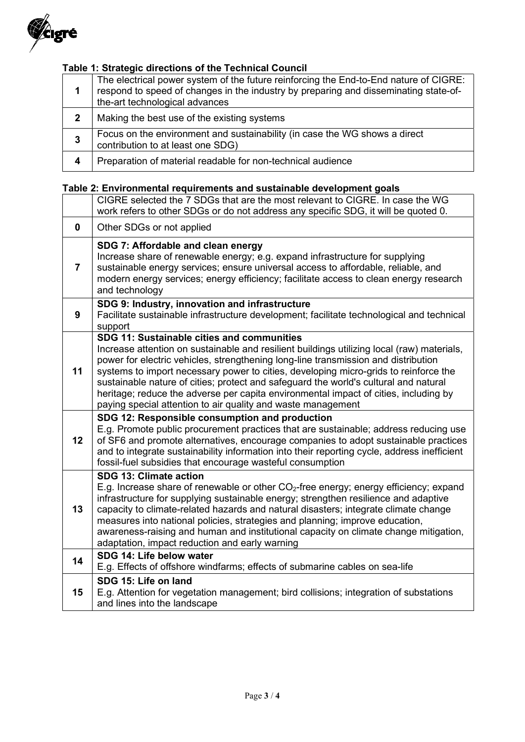**Table 1: Strategic directions of the Technical Council**

| | |
|---|---|
| **1** | The electrical power system of the future reinforcing the End-to-End nature of CIGRE: respond to speed of changes in the industry by preparing and disseminating state-of-the-art technological advances |
| **2** | Making the best use of the existing systems |
| **3** | Focus on the environment and sustainability (in case the WG shows a direct contribution to at least one SDG) |
| **4** | Preparation of material readable for non-technical audience |

**Table 2: Environmental requirements and sustainable development goals**

| | |
|---|---|
| | CIGRE selected the 7 SDGs that are the most relevant to CIGRE. In case the WG work refers to other SDGs or do not address any specific SDG, it will be quoted 0. |
| **0** | Other SDGs or not applied |
| **7** | **SDG 7: Affordable and clean energy** Increase share of renewable energy; e.g. expand infrastructure for supplying sustainable energy services; ensure universal access to affordable, reliable, and modern energy services; energy efficiency; facilitate access to clean energy research and technology |
| **9** | **SDG 9: Industry, innovation and infrastructure** Facilitate sustainable infrastructure development; facilitate technological and technical support |
| **11** | **SDG 11: Sustainable cities and communities** Increase attention on sustainable and resilient buildings utilizing local (raw) materials, power for electric vehicles, strengthening long-line transmission and distribution systems to import necessary power to cities, developing micro-grids to reinforce the sustainable nature of cities; protect and safeguard the world's cultural and natural heritage; reduce the adverse per capita environmental impact of cities, including by paying special attention to air quality and waste management |
| **12** | **SDG 12: Responsible consumption and production** E.g. Promote public procurement practices that are sustainable; address reducing use of SF6 and promote alternatives, encourage companies to adopt sustainable practices and to integrate sustainability information into their reporting cycle, address inefficient fossil-fuel subsidies that encourage wasteful consumption |
| **13** | **SDG 13: Climate action** E.g. Increase share of renewable or other $CO_2$-free energy; energy efficiency; expand infrastructure for supplying sustainable energy; strengthen resilience and adaptive capacity to climate-related hazards and natural disasters; integrate climate change measures into national policies, strategies and planning; improve education, awareness-raising and human and institutional capacity on climate change mitigation, adaptation, impact reduction and early warning |
| **14** | **SDG 14: Life below water** E.g. Effects of offshore windfarms; effects of submarine cables on sea-life |
| **15** | **SDG 15: Life on land** E.g. Attention for vegetation management; bird collisions; integration of substations and lines into the landscape |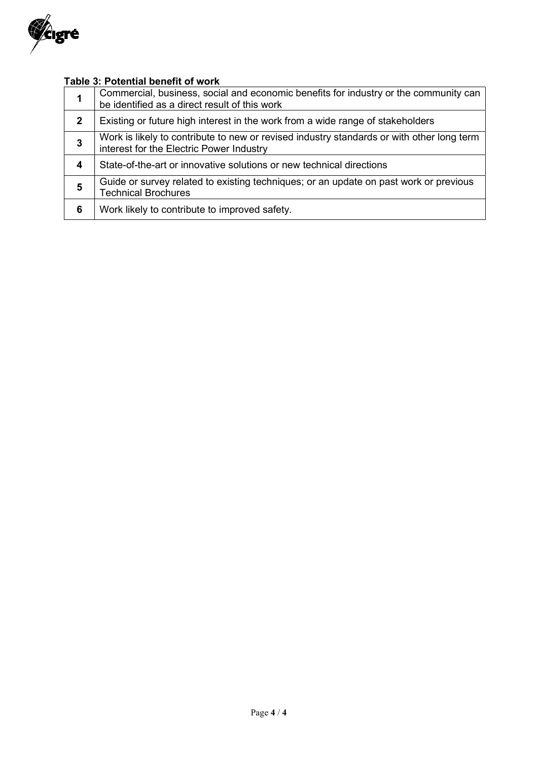**Table 3: Potential benefit of work**

| | |
|---|---|
| **1** | Commercial, business, social and economic benefits for industry or the community can be identified as a direct result of this work |
| **2** | Existing or future high interest in the work from a wide range of stakeholders |
| **3** | Work is likely to contribute to new or revised industry standards or with other long term interest for the Electric Power Industry |
| **4** | State-of-the-art or innovative solutions or new technical directions |
| **5** | Guide or survey related to existing techniques; or an update on past work or previous Technical Brochures |
| **6** | Work likely to contribute to improved safety. |